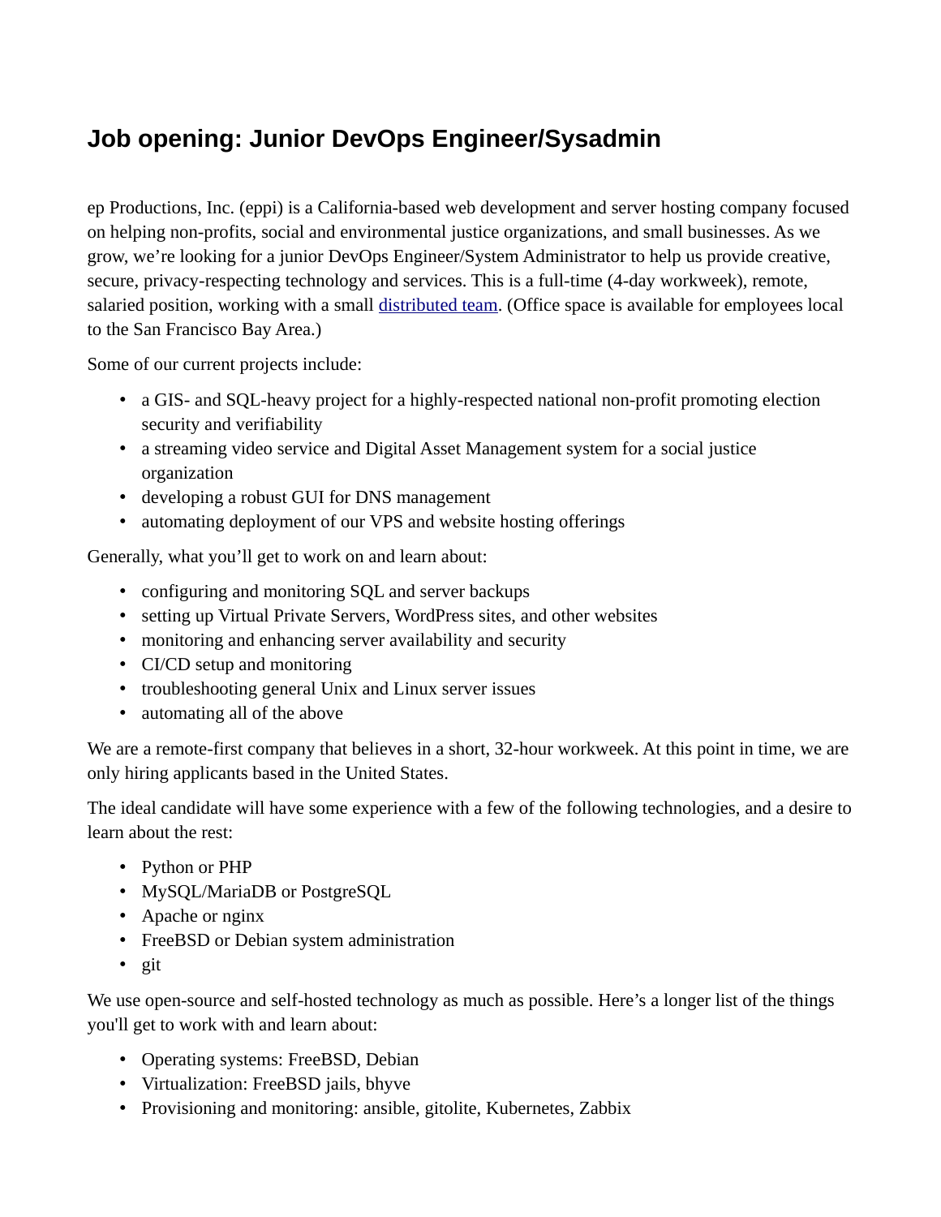# Job opening: Junior DevOps Engineer/Sysadmin

ep Productions, Inc. (eppi) is a California-based web development and server hosting company focused on helping non-profits, social and environmental justice organizations, and small businesses. As we grow, we're looking for a junior DevOps Engineer/System Administrator to help us provide creative, secure, privacy-respecting technology and services. This is a full-time (4-day workweek), remote, salaried position, working with a small distributed team. (Office space is available for employees local to the San Francisco Bay Area.)

Some of our current projects include:

- a GIS- and SQL-heavy project for a highly-respected national non-profit promoting election security and verifiability
- a streaming video service and Digital Asset Management system for a social justice organization
- developing a robust GUI for DNS management
- automating deployment of our VPS and website hosting offerings

Generally, what you'll get to work on and learn about:

- configuring and monitoring SQL and server backups
- setting up Virtual Private Servers, WordPress sites, and other websites
- monitoring and enhancing server availability and security
- CI/CD setup and monitoring
- troubleshooting general Unix and Linux server issues
- automating all of the above

We are a remote-first company that believes in a short, 32-hour workweek. At this point in time, we are only hiring applicants based in the United States.

The ideal candidate will have some experience with a few of the following technologies, and a desire to learn about the rest:

- Python or PHP
- MySQL/MariaDB or PostgreSQL
- Apache or nginx
- FreeBSD or Debian system administration
- git

We use open-source and self-hosted technology as much as possible. Here's a longer list of the things you'll get to work with and learn about:

- Operating systems: FreeBSD, Debian
- Virtualization: FreeBSD jails, bhyve
- Provisioning and monitoring: ansible, gitolite, Kubernetes, Zabbix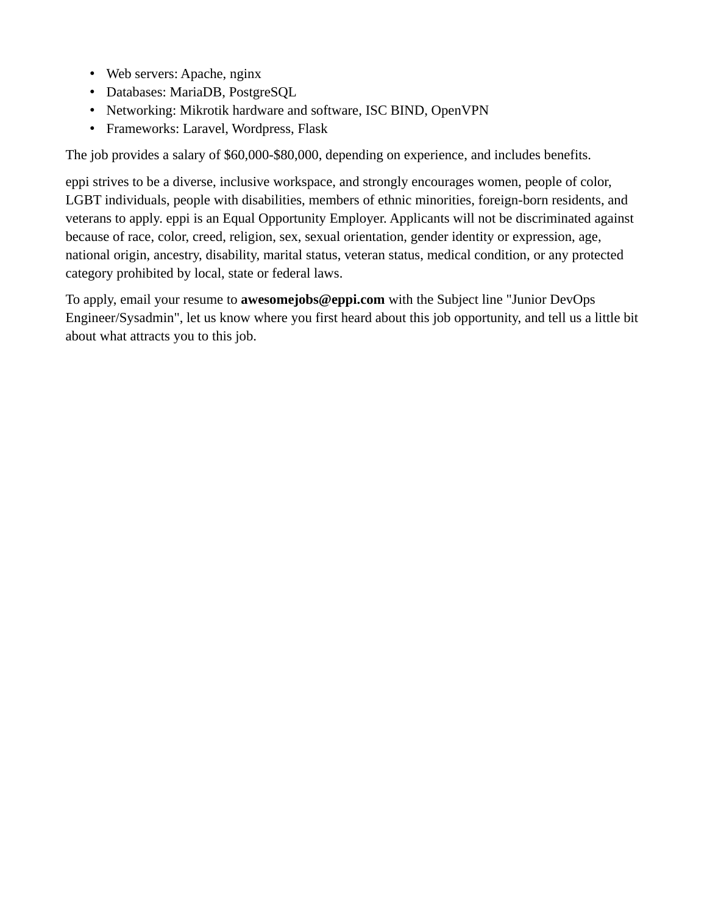- Web servers: Apache, nginx
- Databases: MariaDB, PostgreSQL
- Networking: Mikrotik hardware and software, ISC BIND, OpenVPN
- Frameworks: Laravel, Wordpress, Flask

The job provides a salary of $60,000-$80,000, depending on experience, and includes benefits.

eppi strives to be a diverse, inclusive workspace, and strongly encourages women, people of color, LGBT individuals, people with disabilities, members of ethnic minorities, foreign-born residents, and veterans to apply. eppi is an Equal Opportunity Employer. Applicants will not be discriminated against because of race, color, creed, religion, sex, sexual orientation, gender identity or expression, age, national origin, ancestry, disability, marital status, veteran status, medical condition, or any protected category prohibited by local, state or federal laws.

To apply, email your resume to **awesomejobs@eppi.com** with the Subject line "Junior DevOps Engineer/Sysadmin", let us know where you first heard about this job opportunity, and tell us a little bit about what attracts you to this job.